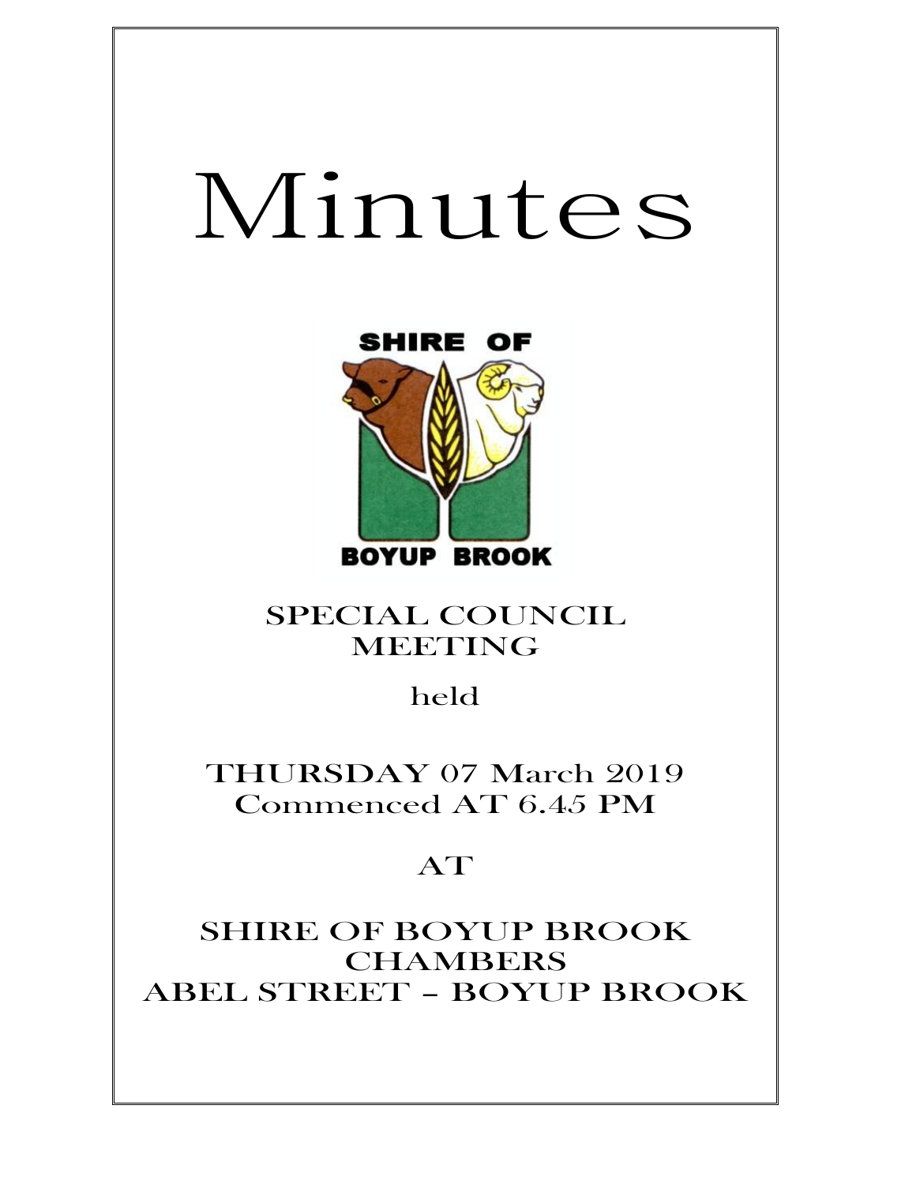# Minutes

SHIRE OF

BOYUP BROOK

## SPECIAL COUNCIL MEETING

held

THURSDAY 07 March 2019
Commenced AT 6.45 PM

AT

SHIRE OF BOYUP BROOK CHAMBERS
ABEL STREET – BOYUP BROOK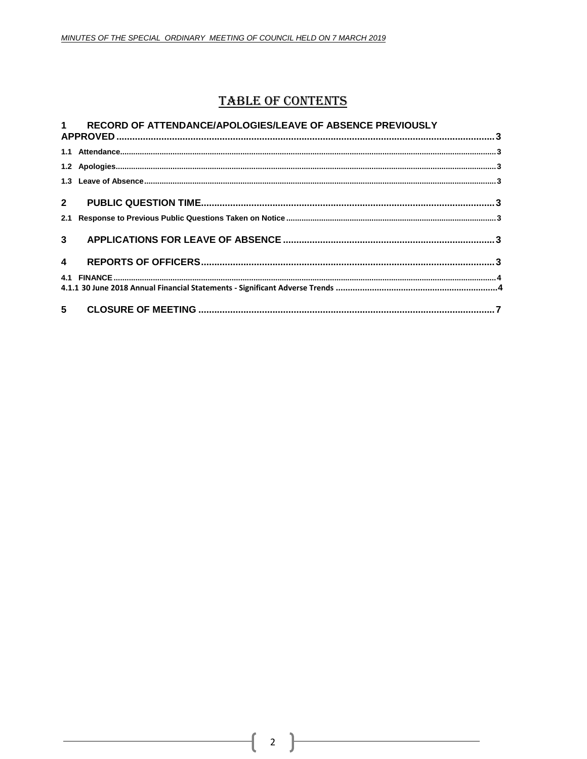# TABLE OF CONTENTS

1 RECORD OF ATTENDANCE/APOLOGIES/LEAVE OF ABSENCE PREVIOUSLY APPROVED ..... 3

1.1 Attendance ..... 3

1.2 Apologies ..... 3

1.3 Leave of Absence ..... 3

2 PUBLIC QUESTION TIME ..... 3

2.1 Response to Previous Public Questions Taken on Notice ..... 3

3 APPLICATIONS FOR LEAVE OF ABSENCE ..... 3

4 REPORTS OF OFFICERS ..... 3

4.1 FINANCE ..... 4

4.1.1 30 June 2018 Annual Financial Statements - Significant Adverse Trends ..... 4

5 CLOSURE OF MEETING ..... 7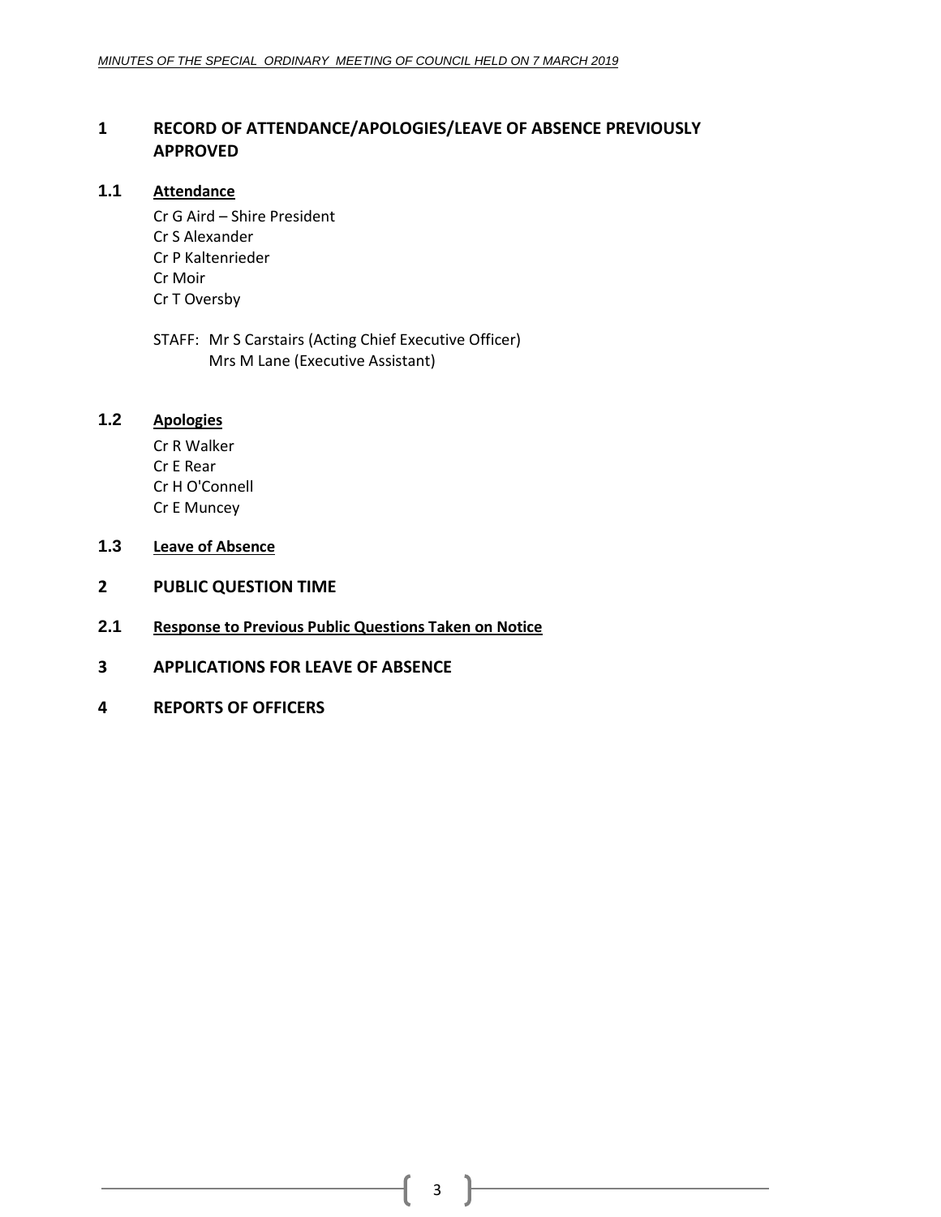# 1 RECORD OF ATTENDANCE/APOLOGIES/LEAVE OF ABSENCE PREVIOUSLY APPROVED

## 1.1 Attendance

Cr G Aird – Shire President
Cr S Alexander
Cr P Kaltenrieder
Cr Moir
Cr T Oversby

STAFF: Mr S Carstairs (Acting Chief Executive Officer)
Mrs M Lane (Executive Assistant)

## 1.2 Apologies

Cr R Walker
Cr E Rear
Cr H O'Connell
Cr E Muncey

## 1.3 Leave of Absence

# 2 PUBLIC QUESTION TIME

## 2.1 Response to Previous Public Questions Taken on Notice

# 3 APPLICATIONS FOR LEAVE OF ABSENCE

# 4 REPORTS OF OFFICERS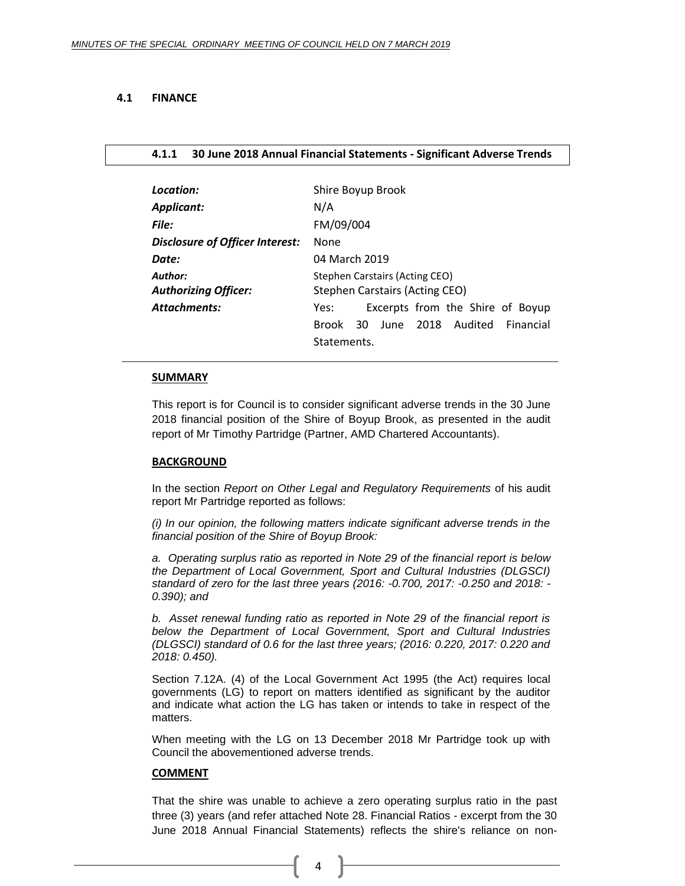## 4.1 FINANCE

### 4.1.1 30 June 2018 Annual Financial Statements - Significant Adverse Trends

| | |
|---|---|
| ***Location:*** | Shire Boyup Brook |
| ***Applicant:*** | N/A |
| ***File:*** | FM/09/004 |
| ***Disclosure of Officer Interest:*** | None |
| ***Date:*** | 04 March 2019 |
| ***Author:*** | Stephen Carstairs (Acting CEO) |
| ***Authorizing Officer:*** | Stephen Carstairs (Acting CEO) |
| ***Attachments:*** | Yes: Excerpts from the Shire of Boyup Brook 30 June 2018 Audited Financial Statements. |

**SUMMARY**

This report is for Council is to consider significant adverse trends in the 30 June 2018 financial position of the Shire of Boyup Brook, as presented in the audit report of Mr Timothy Partridge (Partner, AMD Chartered Accountants).

**BACKGROUND**

In the section *Report on Other Legal and Regulatory Requirements* of his audit report Mr Partridge reported as follows:

*(i) In our opinion, the following matters indicate significant adverse trends in the financial position of the Shire of Boyup Brook:*

*a. Operating surplus ratio as reported in Note 29 of the financial report is below the Department of Local Government, Sport and Cultural Industries (DLGSCI) standard of zero for the last three years (2016: -0.700, 2017: -0.250 and 2018: -0.390); and*

*b. Asset renewal funding ratio as reported in Note 29 of the financial report is below the Department of Local Government, Sport and Cultural Industries (DLGSCI) standard of 0.6 for the last three years; (2016: 0.220, 2017: 0.220 and 2018: 0.450).*

Section 7.12A. (4) of the Local Government Act 1995 (the Act) requires local governments (LG) to report on matters identified as significant by the auditor and indicate what action the LG has taken or intends to take in respect of the matters.

When meeting with the LG on 13 December 2018 Mr Partridge took up with Council the abovementioned adverse trends.

**COMMENT**

That the shire was unable to achieve a zero operating surplus ratio in the past three (3) years (and refer attached Note 28. Financial Ratios - excerpt from the 30 June 2018 Annual Financial Statements) reflects the shire's reliance on non-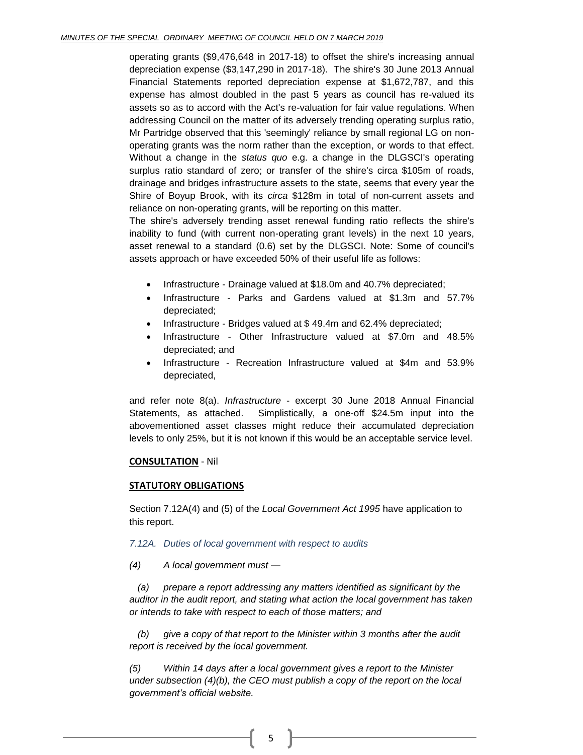operating grants ($9,476,648 in 2017-18) to offset the shire's increasing annual depreciation expense ($3,147,290 in 2017-18). The shire's 30 June 2013 Annual Financial Statements reported depreciation expense at $1,672,787, and this expense has almost doubled in the past 5 years as council has re-valued its assets so as to accord with the Act's re-valuation for fair value regulations. When addressing Council on the matter of its adversely trending operating surplus ratio, Mr Partridge observed that this 'seemingly' reliance by small regional LG on non-operating grants was the norm rather than the exception, or words to that effect. Without a change in the *status quo* e.g. a change in the DLGSCI's operating surplus ratio standard of zero; or transfer of the shire's circa $105m of roads, drainage and bridges infrastructure assets to the state, seems that every year the Shire of Boyup Brook, with its *circa* $128m in total of non-current assets and reliance on non-operating grants, will be reporting on this matter.

The shire's adversely trending asset renewal funding ratio reflects the shire's inability to fund (with current non-operating grant levels) in the next 10 years, asset renewal to a standard (0.6) set by the DLGSCI. Note: Some of council's assets approach or have exceeded 50% of their useful life as follows:

- Infrastructure - Drainage valued at $18.0m and 40.7% depreciated;
- Infrastructure - Parks and Gardens valued at $1.3m and 57.7% depreciated;
- Infrastructure - Bridges valued at $ 49.4m and 62.4% depreciated;
- Infrastructure - Other Infrastructure valued at $7.0m and 48.5% depreciated; and
- Infrastructure - Recreation Infrastructure valued at $4m and 53.9% depreciated,

and refer note 8(a). *Infrastructure* - excerpt 30 June 2018 Annual Financial Statements, as attached. Simplistically, a one-off $24.5m input into the abovementioned asset classes might reduce their accumulated depreciation levels to only 25%, but it is not known if this would be an acceptable service level.

**CONSULTATION** - Nil

**STATUTORY OBLIGATIONS**

Section 7.12A(4) and (5) of the *Local Government Act 1995* have application to this report.

*7.12A. Duties of local government with respect to audits*

*(4) A local government must —*

*(a) prepare a report addressing any matters identified as significant by the auditor in the audit report, and stating what action the local government has taken or intends to take with respect to each of those matters; and*

*(b) give a copy of that report to the Minister within 3 months after the audit report is received by the local government.*

*(5) Within 14 days after a local government gives a report to the Minister under subsection (4)(b), the CEO must publish a copy of the report on the local government's official website.*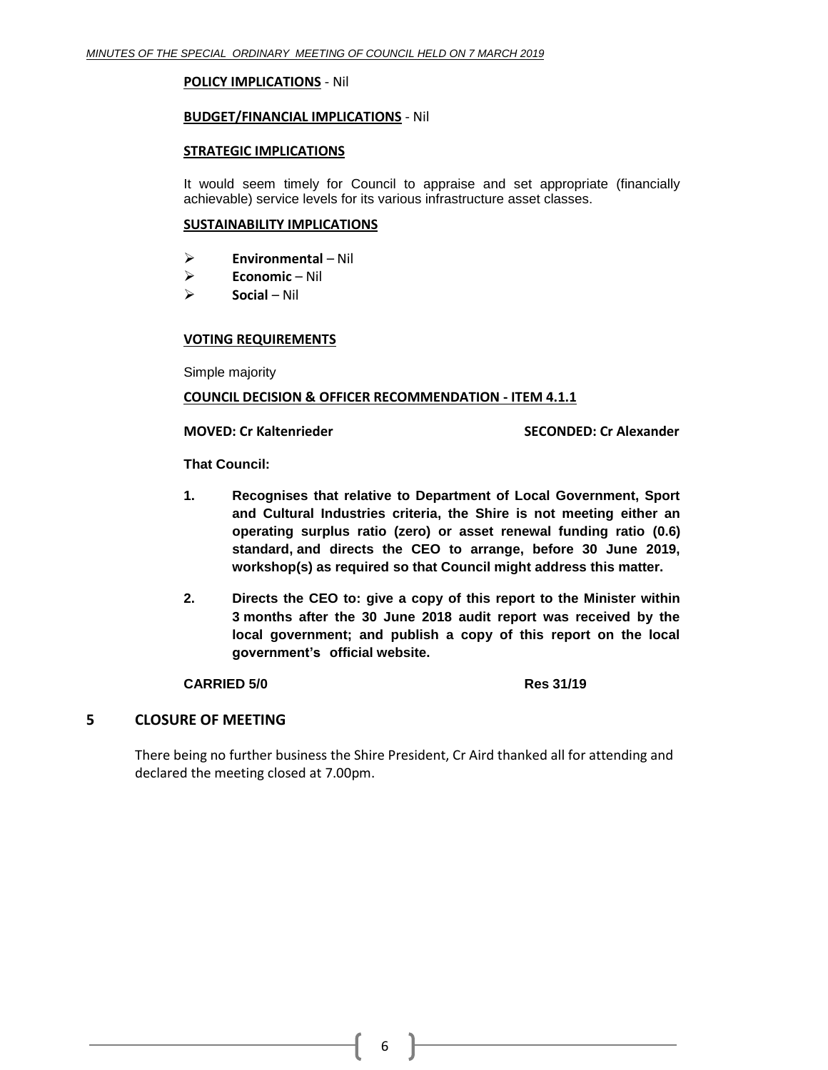**POLICY IMPLICATIONS** - Nil

**BUDGET/FINANCIAL IMPLICATIONS** - Nil

**STRATEGIC IMPLICATIONS**

It would seem timely for Council to appraise and set appropriate (financially achievable) service levels for its various infrastructure asset classes.

**SUSTAINABILITY IMPLICATIONS**

- **Environmental** – Nil
- **Economic** – Nil
- **Social** – Nil

**VOTING REQUIREMENTS**

Simple majority

**COUNCIL DECISION & OFFICER RECOMMENDATION - ITEM 4.1.1**

**MOVED: Cr Kaltenrieder** **SECONDED: Cr Alexander**

**That Council:**

1. **Recognises that relative to Department of Local Government, Sport and Cultural Industries criteria, the Shire is not meeting either an operating surplus ratio (zero) or asset renewal funding ratio (0.6) standard, and directs the CEO to arrange, before 30 June 2019, workshop(s) as required so that Council might address this matter.**

2. **Directs the CEO to: give a copy of this report to the Minister within 3 months after the 30 June 2018 audit report was received by the local government; and publish a copy of this report on the local government's official website.**

**CARRIED 5/0** **Res 31/19**

## 5 CLOSURE OF MEETING

There being no further business the Shire President, Cr Aird thanked all for attending and declared the meeting closed at 7.00pm.